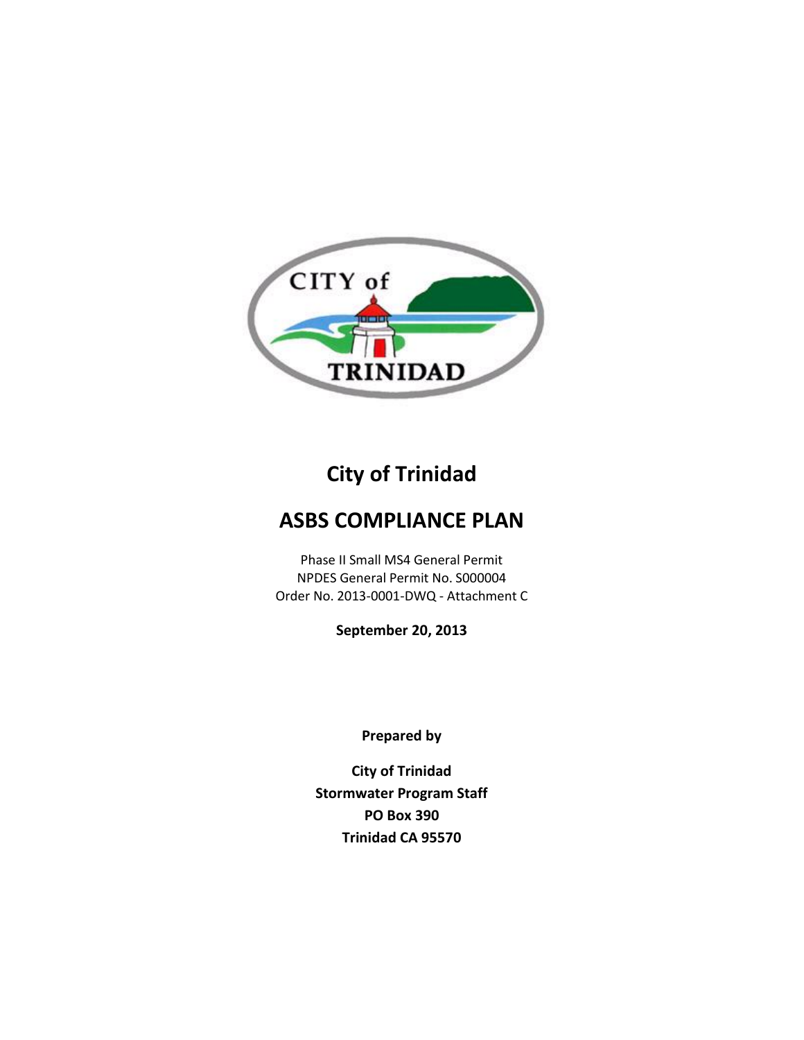# City of Trinidad

# ASBS COMPLIANCE PLAN

Phase II Small MS4 General Permit
NPDES General Permit No. S000004
Order No. 2013-0001-DWQ - Attachment C

**September 20, 2013**

**Prepared by**

**City of Trinidad**
**Stormwater Program Staff**
**PO Box 390**
**Trinidad CA 95570**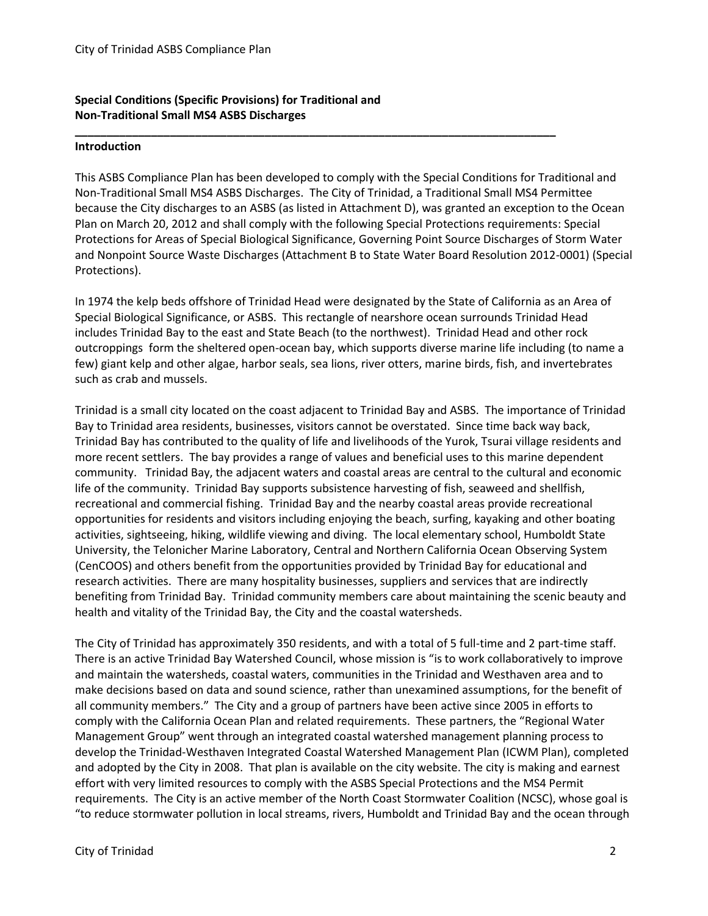**Special Conditions (Specific Provisions) for Traditional and Non-Traditional Small MS4 ASBS Discharges**

---

**Introduction**

This ASBS Compliance Plan has been developed to comply with the Special Conditions for Traditional and Non-Traditional Small MS4 ASBS Discharges. The City of Trinidad, a Traditional Small MS4 Permittee because the City discharges to an ASBS (as listed in Attachment D), was granted an exception to the Ocean Plan on March 20, 2012 and shall comply with the following Special Protections requirements: Special Protections for Areas of Special Biological Significance, Governing Point Source Discharges of Storm Water and Nonpoint Source Waste Discharges (Attachment B to State Water Board Resolution 2012-0001) (Special Protections).

In 1974 the kelp beds offshore of Trinidad Head were designated by the State of California as an Area of Special Biological Significance, or ASBS. This rectangle of nearshore ocean surrounds Trinidad Head includes Trinidad Bay to the east and State Beach (to the northwest). Trinidad Head and other rock outcroppings form the sheltered open-ocean bay, which supports diverse marine life including (to name a few) giant kelp and other algae, harbor seals, sea lions, river otters, marine birds, fish, and invertebrates such as crab and mussels.

Trinidad is a small city located on the coast adjacent to Trinidad Bay and ASBS. The importance of Trinidad Bay to Trinidad area residents, businesses, visitors cannot be overstated. Since time back way back, Trinidad Bay has contributed to the quality of life and livelihoods of the Yurok, Tsurai village residents and more recent settlers. The bay provides a range of values and beneficial uses to this marine dependent community. Trinidad Bay, the adjacent waters and coastal areas are central to the cultural and economic life of the community. Trinidad Bay supports subsistence harvesting of fish, seaweed and shellfish, recreational and commercial fishing. Trinidad Bay and the nearby coastal areas provide recreational opportunities for residents and visitors including enjoying the beach, surfing, kayaking and other boating activities, sightseeing, hiking, wildlife viewing and diving. The local elementary school, Humboldt State University, the Telonicher Marine Laboratory, Central and Northern California Ocean Observing System (CenCOOS) and others benefit from the opportunities provided by Trinidad Bay for educational and research activities. There are many hospitality businesses, suppliers and services that are indirectly benefiting from Trinidad Bay. Trinidad community members care about maintaining the scenic beauty and health and vitality of the Trinidad Bay, the City and the coastal watersheds.

The City of Trinidad has approximately 350 residents, and with a total of 5 full-time and 2 part-time staff. There is an active Trinidad Bay Watershed Council, whose mission is "is to work collaboratively to improve and maintain the watersheds, coastal waters, communities in the Trinidad and Westhaven area and to make decisions based on data and sound science, rather than unexamined assumptions, for the benefit of all community members." The City and a group of partners have been active since 2005 in efforts to comply with the California Ocean Plan and related requirements. These partners, the "Regional Water Management Group" went through an integrated coastal watershed management planning process to develop the Trinidad-Westhaven Integrated Coastal Watershed Management Plan (ICWM Plan), completed and adopted by the City in 2008. That plan is available on the city website. The city is making and earnest effort with very limited resources to comply with the ASBS Special Protections and the MS4 Permit requirements. The City is an active member of the North Coast Stormwater Coalition (NCSC), whose goal is "to reduce stormwater pollution in local streams, rivers, Humboldt and Trinidad Bay and the ocean through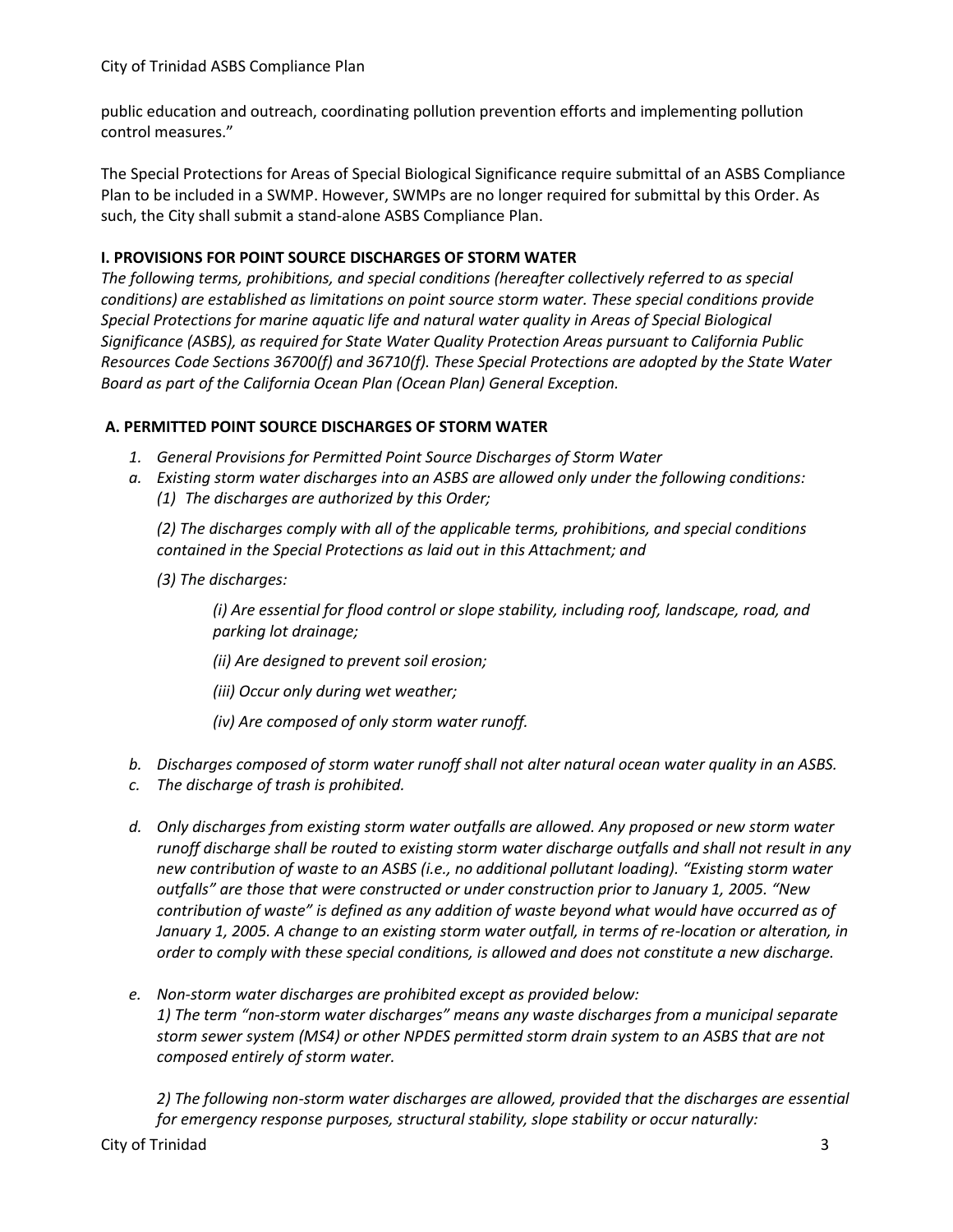public education and outreach, coordinating pollution prevention efforts and implementing pollution control measures."

The Special Protections for Areas of Special Biological Significance require submittal of an ASBS Compliance Plan to be included in a SWMP. However, SWMPs are no longer required for submittal by this Order. As such, the City shall submit a stand-alone ASBS Compliance Plan.

### I. PROVISIONS FOR POINT SOURCE DISCHARGES OF STORM WATER

*The following terms, prohibitions, and special conditions (hereafter collectively referred to as special conditions) are established as limitations on point source storm water. These special conditions provide Special Protections for marine aquatic life and natural water quality in Areas of Special Biological Significance (ASBS), as required for State Water Quality Protection Areas pursuant to California Public Resources Code Sections 36700(f) and 36710(f). These Special Protections are adopted by the State Water Board as part of the California Ocean Plan (Ocean Plan) General Exception.*

### A. PERMITTED POINT SOURCE DISCHARGES OF STORM WATER

1. *General Provisions for Permitted Point Source Discharges of Storm Water*

a. *Existing storm water discharges into an ASBS are allowed only under the following conditions:*

   *(1) The discharges are authorized by this Order;*

   *(2) The discharges comply with all of the applicable terms, prohibitions, and special conditions contained in the Special Protections as laid out in this Attachment; and*

   *(3) The discharges:*

      *(i) Are essential for flood control or slope stability, including roof, landscape, road, and parking lot drainage;*

      *(ii) Are designed to prevent soil erosion;*

      *(iii) Occur only during wet weather;*

      *(iv) Are composed of only storm water runoff.*

b. *Discharges composed of storm water runoff shall not alter natural ocean water quality in an ASBS.*

c. *The discharge of trash is prohibited.*

d. *Only discharges from existing storm water outfalls are allowed. Any proposed or new storm water runoff discharge shall be routed to existing storm water discharge outfalls and shall not result in any new contribution of waste to an ASBS (i.e., no additional pollutant loading). "Existing storm water outfalls" are those that were constructed or under construction prior to January 1, 2005. "New contribution of waste" is defined as any addition of waste beyond what would have occurred as of January 1, 2005. A change to an existing storm water outfall, in terms of re-location or alteration, in order to comply with these special conditions, is allowed and does not constitute a new discharge.*

e. *Non-storm water discharges are prohibited except as provided below:*

   *1) The term "non-storm water discharges" means any waste discharges from a municipal separate storm sewer system (MS4) or other NPDES permitted storm drain system to an ASBS that are not composed entirely of storm water.*

   *2) The following non-storm water discharges are allowed, provided that the discharges are essential for emergency response purposes, structural stability, slope stability or occur naturally:*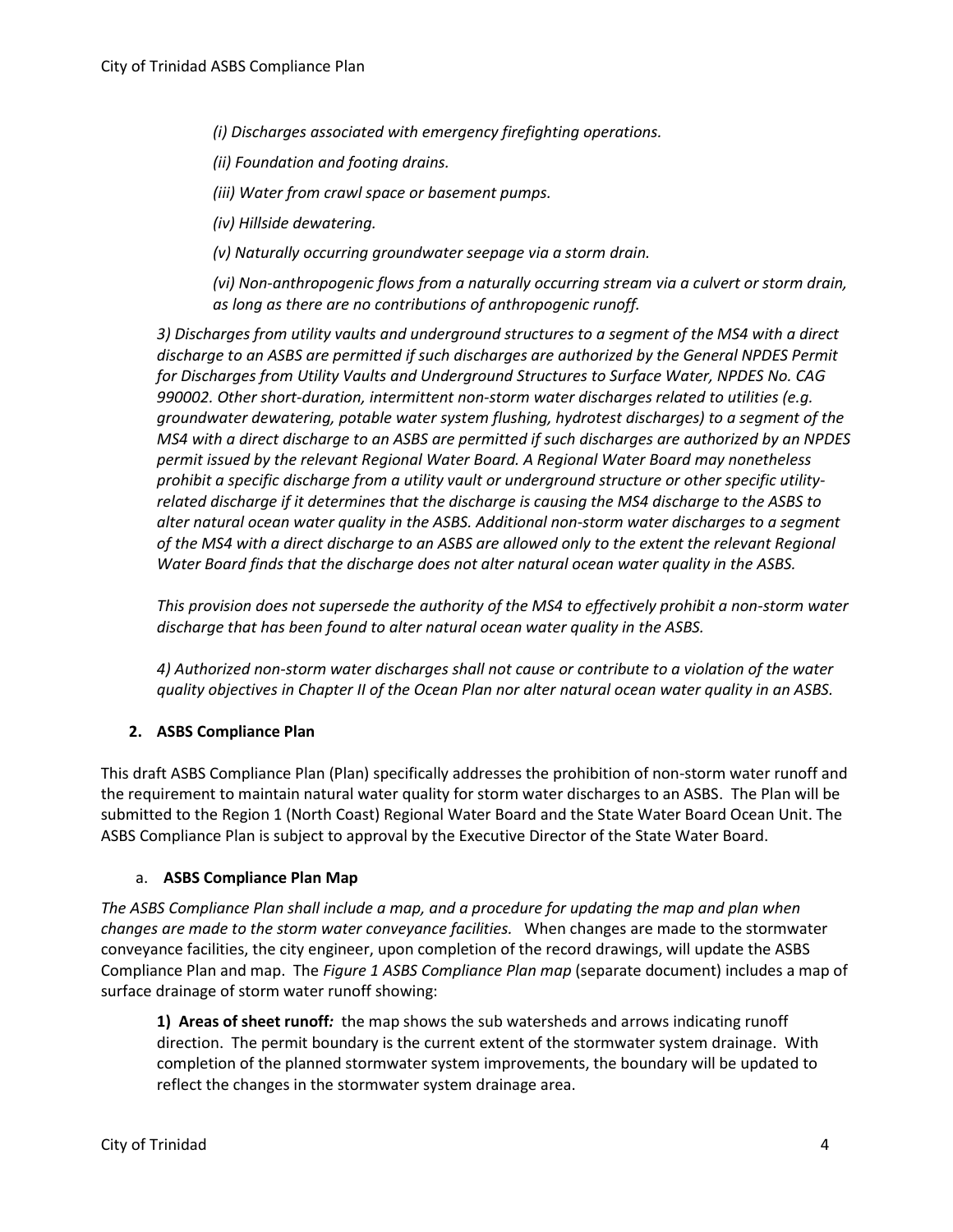*(i) Discharges associated with emergency firefighting operations.*

*(ii) Foundation and footing drains.*

*(iii) Water from crawl space or basement pumps.*

*(iv) Hillside dewatering.*

*(v) Naturally occurring groundwater seepage via a storm drain.*

*(vi) Non-anthropogenic flows from a naturally occurring stream via a culvert or storm drain, as long as there are no contributions of anthropogenic runoff.*

*3) Discharges from utility vaults and underground structures to a segment of the MS4 with a direct discharge to an ASBS are permitted if such discharges are authorized by the General NPDES Permit for Discharges from Utility Vaults and Underground Structures to Surface Water, NPDES No. CAG 990002. Other short-duration, intermittent non-storm water discharges related to utilities (e.g. groundwater dewatering, potable water system flushing, hydrotest discharges) to a segment of the MS4 with a direct discharge to an ASBS are permitted if such discharges are authorized by an NPDES permit issued by the relevant Regional Water Board. A Regional Water Board may nonetheless prohibit a specific discharge from a utility vault or underground structure or other specific utility-related discharge if it determines that the discharge is causing the MS4 discharge to the ASBS to alter natural ocean water quality in the ASBS. Additional non-storm water discharges to a segment of the MS4 with a direct discharge to an ASBS are allowed only to the extent the relevant Regional Water Board finds that the discharge does not alter natural ocean water quality in the ASBS.*

*This provision does not supersede the authority of the MS4 to effectively prohibit a non-storm water discharge that has been found to alter natural ocean water quality in the ASBS.*

*4) Authorized non-storm water discharges shall not cause or contribute to a violation of the water quality objectives in Chapter II of the Ocean Plan nor alter natural ocean water quality in an ASBS.*

## 2. ASBS Compliance Plan

This draft ASBS Compliance Plan (Plan) specifically addresses the prohibition of non-storm water runoff and the requirement to maintain natural water quality for storm water discharges to an ASBS. The Plan will be submitted to the Region 1 (North Coast) Regional Water Board and the State Water Board Ocean Unit. The ASBS Compliance Plan is subject to approval by the Executive Director of the State Water Board.

### a. ASBS Compliance Plan Map

*The ASBS Compliance Plan shall include a map, and a procedure for updating the map and plan when changes are made to the storm water conveyance facilities.* When changes are made to the stormwater conveyance facilities, the city engineer, upon completion of the record drawings, will update the ASBS Compliance Plan and map. The *Figure 1 ASBS Compliance Plan map* (separate document) includes a map of surface drainage of storm water runoff showing:

**1) Areas of sheet runoff*:*** the map shows the sub watersheds and arrows indicating runoff direction. The permit boundary is the current extent of the stormwater system drainage. With completion of the planned stormwater system improvements, the boundary will be updated to reflect the changes in the stormwater system drainage area.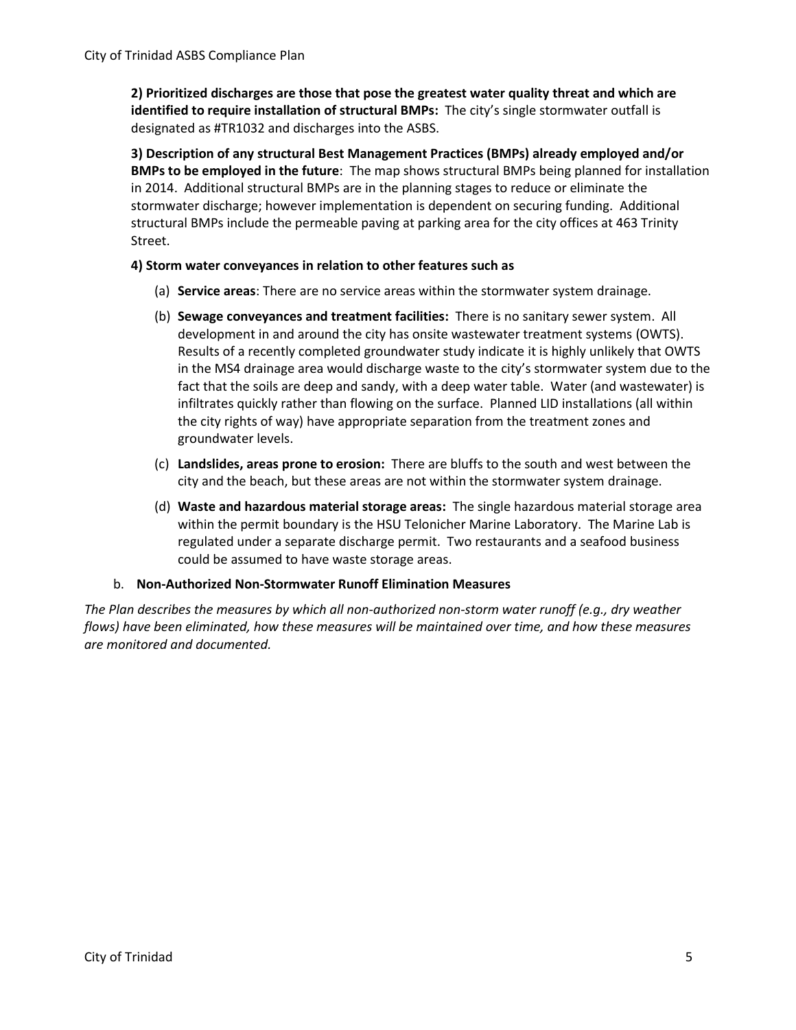**2) Prioritized discharges are those that pose the greatest water quality threat and which are identified to require installation of structural BMPs:** The city's single stormwater outfall is designated as #TR1032 and discharges into the ASBS.

**3) Description of any structural Best Management Practices (BMPs) already employed and/or BMPs to be employed in the future**: The map shows structural BMPs being planned for installation in 2014. Additional structural BMPs are in the planning stages to reduce or eliminate the stormwater discharge; however implementation is dependent on securing funding. Additional structural BMPs include the permeable paving at parking area for the city offices at 463 Trinity Street.

**4) Storm water conveyances in relation to other features such as**

(a) **Service areas**: There are no service areas within the stormwater system drainage.

(b) **Sewage conveyances and treatment facilities:** There is no sanitary sewer system. All development in and around the city has onsite wastewater treatment systems (OWTS). Results of a recently completed groundwater study indicate it is highly unlikely that OWTS in the MS4 drainage area would discharge waste to the city's stormwater system due to the fact that the soils are deep and sandy, with a deep water table. Water (and wastewater) is infiltrates quickly rather than flowing on the surface. Planned LID installations (all within the city rights of way) have appropriate separation from the treatment zones and groundwater levels.

(c) **Landslides, areas prone to erosion:** There are bluffs to the south and west between the city and the beach, but these areas are not within the stormwater system drainage.

(d) **Waste and hazardous material storage areas:** The single hazardous material storage area within the permit boundary is the HSU Telonicher Marine Laboratory. The Marine Lab is regulated under a separate discharge permit. Two restaurants and a seafood business could be assumed to have waste storage areas.

b. **Non-Authorized Non-Stormwater Runoff Elimination Measures**

*The Plan describes the measures by which all non-authorized non-storm water runoff (e.g., dry weather flows) have been eliminated, how these measures will be maintained over time, and how these measures are monitored and documented.*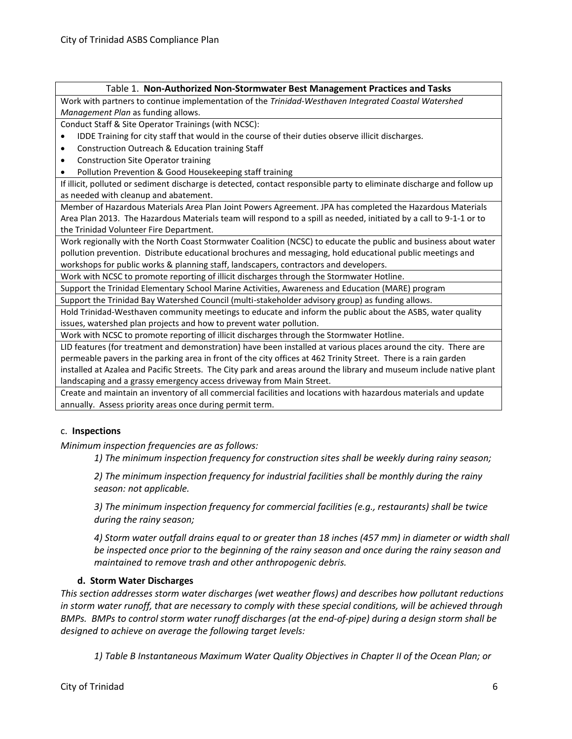| Table 1. **Non-Authorized Non-Stormwater Best Management Practices and Tasks** |
|---|
| Work with partners to continue implementation of the *Trinidad-Westhaven Integrated Coastal Watershed Management Plan* as funding allows. |
| Conduct Staff & Site Operator Trainings (with NCSC):<br>• IDDE Training for city staff that would in the course of their duties observe illicit discharges.<br>• Construction Outreach & Education training Staff<br>• Construction Site Operator training<br>• Pollution Prevention & Good Housekeeping staff training |
| If illicit, polluted or sediment discharge is detected, contact responsible party to eliminate discharge and follow up as needed with cleanup and abatement. |
| Member of Hazardous Materials Area Plan Joint Powers Agreement. JPA has completed the Hazardous Materials Area Plan 2013. The Hazardous Materials team will respond to a spill as needed, initiated by a call to 9-1-1 or to the Trinidad Volunteer Fire Department. |
| Work regionally with the North Coast Stormwater Coalition (NCSC) to educate the public and business about water pollution prevention. Distribute educational brochures and messaging, hold educational public meetings and workshops for public works & planning staff, landscapers, contractors and developers. |
| Work with NCSC to promote reporting of illicit discharges through the Stormwater Hotline. |
| Support the Trinidad Elementary School Marine Activities, Awareness and Education (MARE) program |
| Support the Trinidad Bay Watershed Council (multi-stakeholder advisory group) as funding allows. |
| Hold Trinidad-Westhaven community meetings to educate and inform the public about the ASBS, water quality issues, watershed plan projects and how to prevent water pollution. |
| Work with NCSC to promote reporting of illicit discharges through the Stormwater Hotline. |
| LID features (for treatment and demonstration) have been installed at various places around the city. There are permeable pavers in the parking area in front of the city offices at 462 Trinity Street. There is a rain garden installed at Azalea and Pacific Streets. The City park and areas around the library and museum include native plant landscaping and a grassy emergency access driveway from Main Street. |
| Create and maintain an inventory of all commercial facilities and locations with hazardous materials and update annually. Assess priority areas once during permit term. |

### c. Inspections

*Minimum inspection frequencies are as follows:*

> *1) The minimum inspection frequency for construction sites shall be weekly during rainy season;*
>
> *2) The minimum inspection frequency for industrial facilities shall be monthly during the rainy season: not applicable.*
>
> *3) The minimum inspection frequency for commercial facilities (e.g., restaurants) shall be twice during the rainy season;*
>
> *4) Storm water outfall drains equal to or greater than 18 inches (457 mm) in diameter or width shall be inspected once prior to the beginning of the rainy season and once during the rainy season and maintained to remove trash and other anthropogenic debris.*

### d. Storm Water Discharges

*This section addresses storm water discharges (wet weather flows) and describes how pollutant reductions in storm water runoff, that are necessary to comply with these special conditions, will be achieved through BMPs. BMPs to control storm water runoff discharges (at the end-of-pipe) during a design storm shall be designed to achieve on average the following target levels:*

> *1) Table B Instantaneous Maximum Water Quality Objectives in Chapter II of the Ocean Plan; or*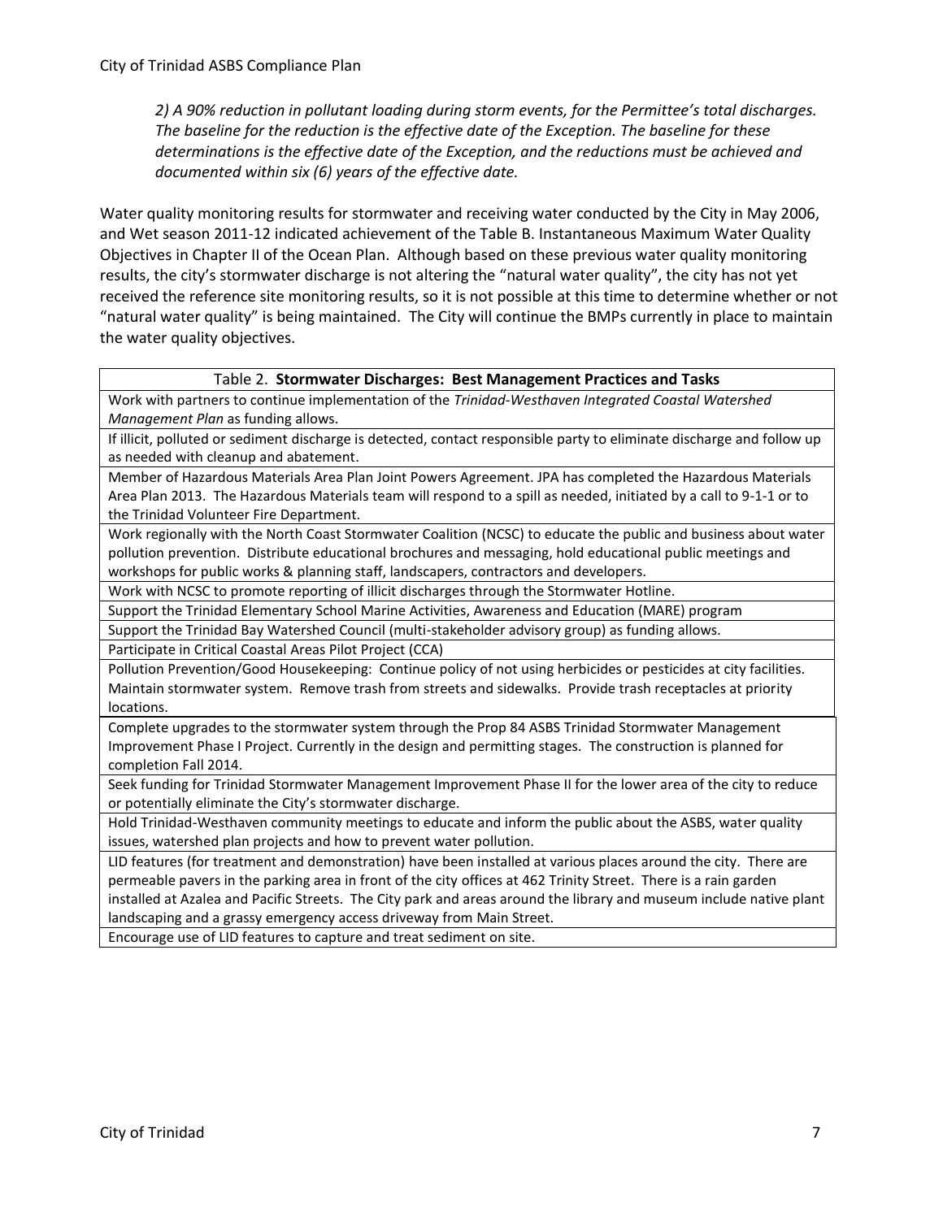*2) A 90% reduction in pollutant loading during storm events, for the Permittee's total discharges. The baseline for the reduction is the effective date of the Exception. The baseline for these determinations is the effective date of the Exception, and the reductions must be achieved and documented within six (6) years of the effective date.*

Water quality monitoring results for stormwater and receiving water conducted by the City in May 2006, and Wet season 2011-12 indicated achievement of the Table B. Instantaneous Maximum Water Quality Objectives in Chapter II of the Ocean Plan. Although based on these previous water quality monitoring results, the city's stormwater discharge is not altering the "natural water quality", the city has not yet received the reference site monitoring results, so it is not possible at this time to determine whether or not "natural water quality" is being maintained. The City will continue the BMPs currently in place to maintain the water quality objectives.

| Table 2. **Stormwater Discharges: Best Management Practices and Tasks** |
|---|
| Work with partners to continue implementation of the *Trinidad-Westhaven Integrated Coastal Watershed Management Plan* as funding allows. |
| If illicit, polluted or sediment discharge is detected, contact responsible party to eliminate discharge and follow up as needed with cleanup and abatement. |
| Member of Hazardous Materials Area Plan Joint Powers Agreement. JPA has completed the Hazardous Materials Area Plan 2013. The Hazardous Materials team will respond to a spill as needed, initiated by a call to 9-1-1 or to the Trinidad Volunteer Fire Department. |
| Work regionally with the North Coast Stormwater Coalition (NCSC) to educate the public and business about water pollution prevention. Distribute educational brochures and messaging, hold educational public meetings and workshops for public works & planning staff, landscapers, contractors and developers. |
| Work with NCSC to promote reporting of illicit discharges through the Stormwater Hotline. |
| Support the Trinidad Elementary School Marine Activities, Awareness and Education (MARE) program |
| Support the Trinidad Bay Watershed Council (multi-stakeholder advisory group) as funding allows. |
| Participate in Critical Coastal Areas Pilot Project (CCA) |
| Pollution Prevention/Good Housekeeping: Continue policy of not using herbicides or pesticides at city facilities. Maintain stormwater system. Remove trash from streets and sidewalks. Provide trash receptacles at priority locations. |
| Complete upgrades to the stormwater system through the Prop 84 ASBS Trinidad Stormwater Management Improvement Phase I Project. Currently in the design and permitting stages. The construction is planned for completion Fall 2014. |
| Seek funding for Trinidad Stormwater Management Improvement Phase II for the lower area of the city to reduce or potentially eliminate the City's stormwater discharge. |
| Hold Trinidad-Westhaven community meetings to educate and inform the public about the ASBS, water quality issues, watershed plan projects and how to prevent water pollution. |
| LID features (for treatment and demonstration) have been installed at various places around the city. There are permeable pavers in the parking area in front of the city offices at 462 Trinity Street. There is a rain garden installed at Azalea and Pacific Streets. The City park and areas around the library and museum include native plant landscaping and a grassy emergency access driveway from Main Street. |
| Encourage use of LID features to capture and treat sediment on site. |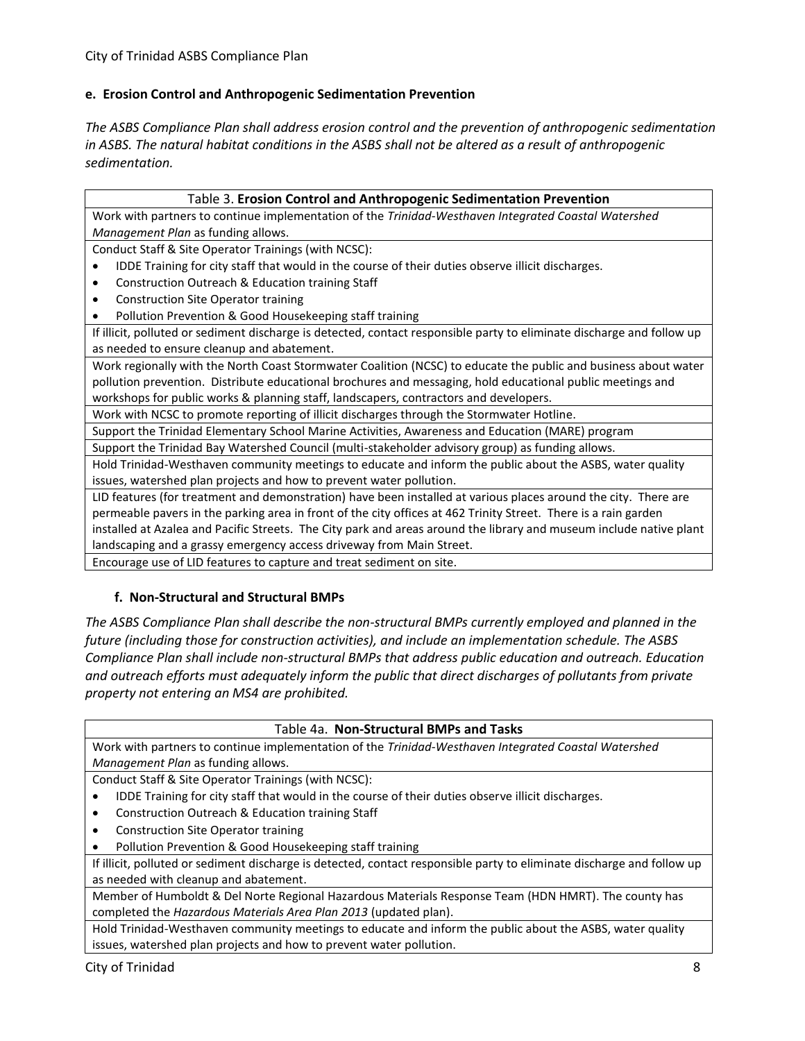#### e. Erosion Control and Anthropogenic Sedimentation Prevention

*The ASBS Compliance Plan shall address erosion control and the prevention of anthropogenic sedimentation in ASBS. The natural habitat conditions in the ASBS shall not be altered as a result of anthropogenic sedimentation.*

| Table 3. **Erosion Control and Anthropogenic Sedimentation Prevention** |
|---|
| Work with partners to continue implementation of the *Trinidad-Westhaven Integrated Coastal Watershed Management Plan* as funding allows. |
| Conduct Staff & Site Operator Trainings (with NCSC):<br>• IDDE Training for city staff that would in the course of their duties observe illicit discharges.<br>• Construction Outreach & Education training Staff<br>• Construction Site Operator training<br>• Pollution Prevention & Good Housekeeping staff training |
| If illicit, polluted or sediment discharge is detected, contact responsible party to eliminate discharge and follow up as needed to ensure cleanup and abatement. |
| Work regionally with the North Coast Stormwater Coalition (NCSC) to educate the public and business about water pollution prevention. Distribute educational brochures and messaging, hold educational public meetings and workshops for public works & planning staff, landscapers, contractors and developers. |
| Work with NCSC to promote reporting of illicit discharges through the Stormwater Hotline. |
| Support the Trinidad Elementary School Marine Activities, Awareness and Education (MARE) program |
| Support the Trinidad Bay Watershed Council (multi-stakeholder advisory group) as funding allows. |
| Hold Trinidad-Westhaven community meetings to educate and inform the public about the ASBS, water quality issues, watershed plan projects and how to prevent water pollution. |
| LID features (for treatment and demonstration) have been installed at various places around the city. There are permeable pavers in the parking area in front of the city offices at 462 Trinity Street. There is a rain garden installed at Azalea and Pacific Streets. The City park and areas around the library and museum include native plant landscaping and a grassy emergency access driveway from Main Street. |
| Encourage use of LID features to capture and treat sediment on site. |

#### f. Non-Structural and Structural BMPs

*The ASBS Compliance Plan shall describe the non-structural BMPs currently employed and planned in the future (including those for construction activities), and include an implementation schedule. The ASBS Compliance Plan shall include non-structural BMPs that address public education and outreach. Education and outreach efforts must adequately inform the public that direct discharges of pollutants from private property not entering an MS4 are prohibited.*

| Table 4a. **Non-Structural BMPs and Tasks** |
|---|
| Work with partners to continue implementation of the *Trinidad-Westhaven Integrated Coastal Watershed Management Plan* as funding allows. |
| Conduct Staff & Site Operator Trainings (with NCSC):<br>• IDDE Training for city staff that would in the course of their duties observe illicit discharges.<br>• Construction Outreach & Education training Staff<br>• Construction Site Operator training<br>• Pollution Prevention & Good Housekeeping staff training |
| If illicit, polluted or sediment discharge is detected, contact responsible party to eliminate discharge and follow up as needed with cleanup and abatement. |
| Member of Humboldt & Del Norte Regional Hazardous Materials Response Team (HDN HMRT). The county has completed the *Hazardous Materials Area Plan 2013* (updated plan). |
| Hold Trinidad-Westhaven community meetings to educate and inform the public about the ASBS, water quality issues, watershed plan projects and how to prevent water pollution. |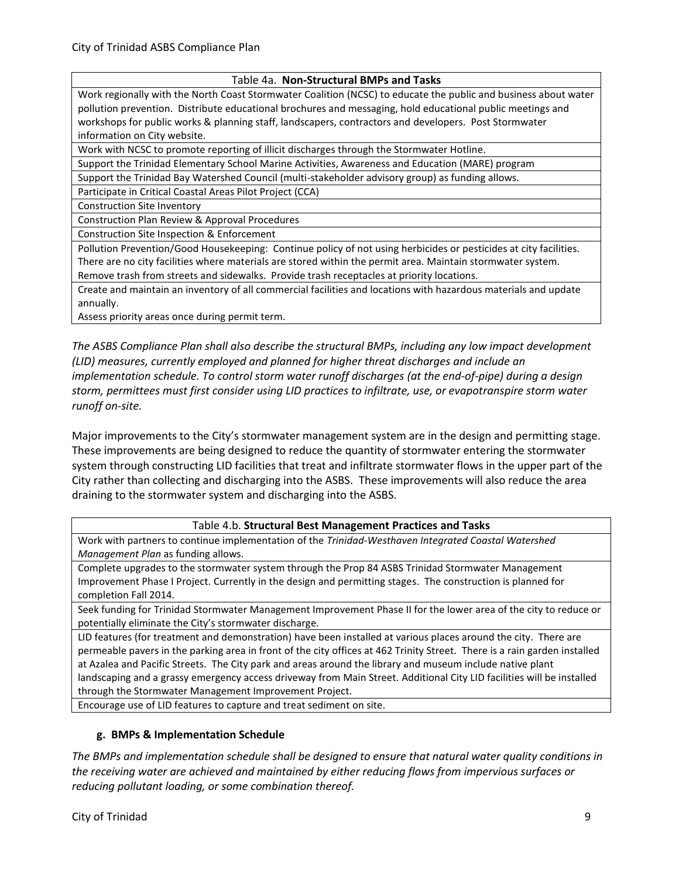| Table 4a. **Non-Structural BMPs and Tasks** |
|---|
| Work regionally with the North Coast Stormwater Coalition (NCSC) to educate the public and business about water pollution prevention. Distribute educational brochures and messaging, hold educational public meetings and workshops for public works & planning staff, landscapers, contractors and developers. Post Stormwater information on City website. |
| Work with NCSC to promote reporting of illicit discharges through the Stormwater Hotline. |
| Support the Trinidad Elementary School Marine Activities, Awareness and Education (MARE) program |
| Support the Trinidad Bay Watershed Council (multi-stakeholder advisory group) as funding allows. |
| Participate in Critical Coastal Areas Pilot Project (CCA) |
| Construction Site Inventory |
| Construction Plan Review & Approval Procedures |
| Construction Site Inspection & Enforcement |
| Pollution Prevention/Good Housekeeping: Continue policy of not using herbicides or pesticides at city facilities. There are no city facilities where materials are stored within the permit area. Maintain stormwater system. Remove trash from streets and sidewalks. Provide trash receptacles at priority locations. |
| Create and maintain an inventory of all commercial facilities and locations with hazardous materials and update annually. |
| Assess priority areas once during permit term. |

*The ASBS Compliance Plan shall also describe the structural BMPs, including any low impact development (LID) measures, currently employed and planned for higher threat discharges and include an implementation schedule. To control storm water runoff discharges (at the end-of-pipe) during a design storm, permittees must first consider using LID practices to infiltrate, use, or evapotranspire storm water runoff on-site.*

Major improvements to the City's stormwater management system are in the design and permitting stage. These improvements are being designed to reduce the quantity of stormwater entering the stormwater system through constructing LID facilities that treat and infiltrate stormwater flows in the upper part of the City rather than collecting and discharging into the ASBS. These improvements will also reduce the area draining to the stormwater system and discharging into the ASBS.

| Table 4.b. **Structural Best Management Practices and Tasks** |
|---|
| Work with partners to continue implementation of the *Trinidad-Westhaven Integrated Coastal Watershed Management Plan* as funding allows. |
| Complete upgrades to the stormwater system through the Prop 84 ASBS Trinidad Stormwater Management Improvement Phase I Project. Currently in the design and permitting stages. The construction is planned for completion Fall 2014. |
| Seek funding for Trinidad Stormwater Management Improvement Phase II for the lower area of the city to reduce or potentially eliminate the City's stormwater discharge. |
| LID features (for treatment and demonstration) have been installed at various places around the city. There are permeable pavers in the parking area in front of the city offices at 462 Trinity Street. There is a rain garden installed at Azalea and Pacific Streets. The City park and areas around the library and museum include native plant landscaping and a grassy emergency access driveway from Main Street. Additional City LID facilities will be installed through the Stormwater Management Improvement Project. |
| Encourage use of LID features to capture and treat sediment on site. |

#### g. BMPs & Implementation Schedule

*The BMPs and implementation schedule shall be designed to ensure that natural water quality conditions in the receiving water are achieved and maintained by either reducing flows from impervious surfaces or reducing pollutant loading, or some combination thereof.*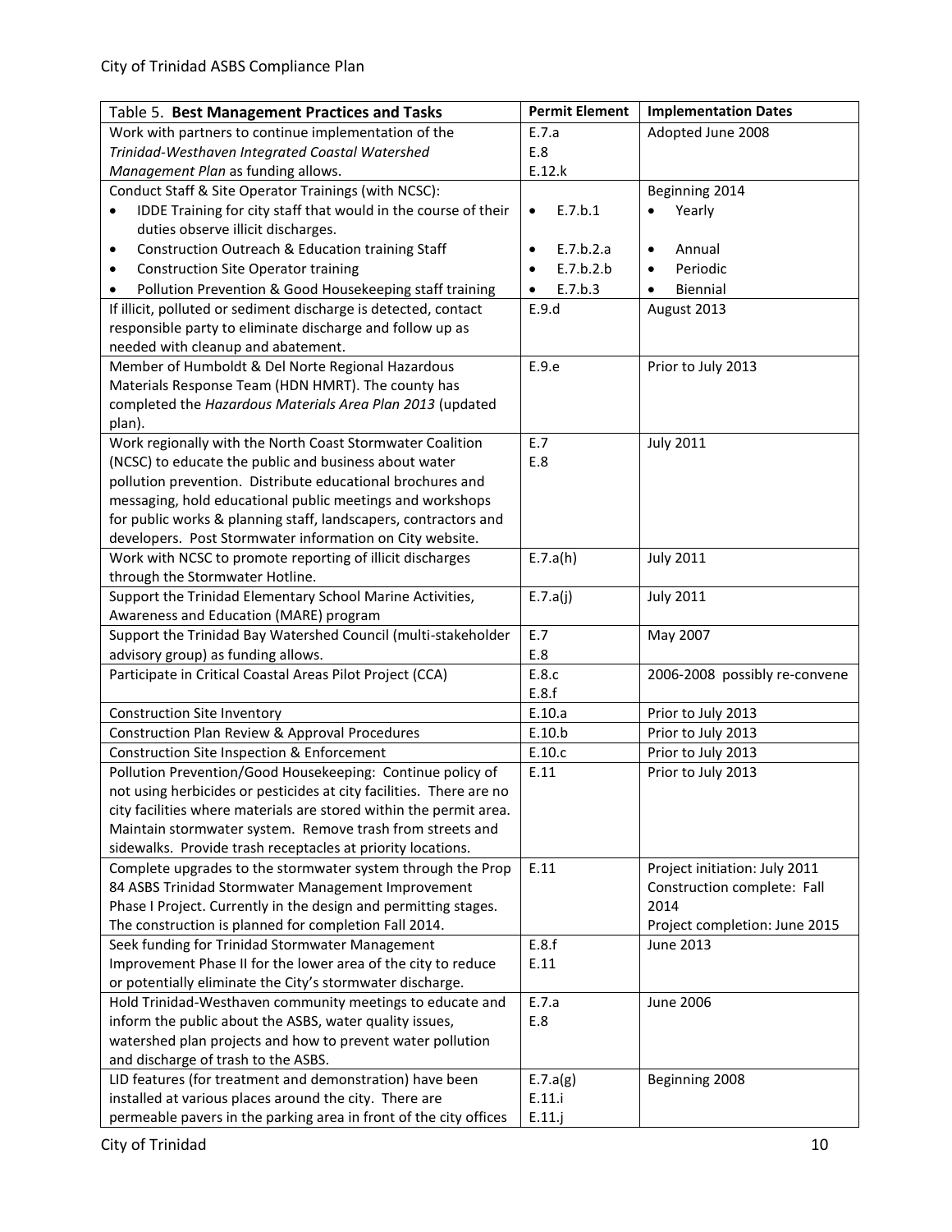| Table 5. **Best Management Practices and Tasks** | **Permit Element** | **Implementation Dates** |
|---|---|---|
| Work with partners to continue implementation of the *Trinidad-Westhaven Integrated Coastal Watershed Management Plan* as funding allows. | E.7.a<br>E.8<br>E.12.k | Adopted June 2008 |
| Conduct Staff & Site Operator Trainings (with NCSC):<br>• IDDE Training for city staff that would in the course of their duties observe illicit discharges.<br>• Construction Outreach & Education training Staff<br>• Construction Site Operator training<br>• Pollution Prevention & Good Housekeeping staff training | <br>• E.7.b.1<br><br>• E.7.b.2.a<br>• E.7.b.2.b<br>• E.7.b.3 | Beginning 2014<br>• Yearly<br><br>• Annual<br>• Periodic<br>• Biennial |
| If illicit, polluted or sediment discharge is detected, contact responsible party to eliminate discharge and follow up as needed with cleanup and abatement. | E.9.d | August 2013 |
| Member of Humboldt & Del Norte Regional Hazardous Materials Response Team (HDN HMRT). The county has completed the *Hazardous Materials Area Plan 2013* (updated plan). | E.9.e | Prior to July 2013 |
| Work regionally with the North Coast Stormwater Coalition (NCSC) to educate the public and business about water pollution prevention. Distribute educational brochures and messaging, hold educational public meetings and workshops for public works & planning staff, landscapers, contractors and developers. Post Stormwater information on City website. | E.7<br>E.8 | July 2011 |
| Work with NCSC to promote reporting of illicit discharges through the Stormwater Hotline. | E.7.a(h) | July 2011 |
| Support the Trinidad Elementary School Marine Activities, Awareness and Education (MARE) program | E.7.a(j) | July 2011 |
| Support the Trinidad Bay Watershed Council (multi-stakeholder advisory group) as funding allows. | E.7<br>E.8 | May 2007 |
| Participate in Critical Coastal Areas Pilot Project (CCA) | E.8.c<br>E.8.f | 2006-2008 possibly re-convene |
| Construction Site Inventory | E.10.a | Prior to July 2013 |
| Construction Plan Review & Approval Procedures | E.10.b | Prior to July 2013 |
| Construction Site Inspection & Enforcement | E.10.c | Prior to July 2013 |
| Pollution Prevention/Good Housekeeping: Continue policy of not using herbicides or pesticides at city facilities. There are no city facilities where materials are stored within the permit area. Maintain stormwater system. Remove trash from streets and sidewalks. Provide trash receptacles at priority locations. | E.11 | Prior to July 2013 |
| Complete upgrades to the stormwater system through the Prop 84 ASBS Trinidad Stormwater Management Improvement Phase I Project. Currently in the design and permitting stages. The construction is planned for completion Fall 2014. | E.11 | Project initiation: July 2011<br>Construction complete: Fall 2014<br>Project completion: June 2015 |
| Seek funding for Trinidad Stormwater Management Improvement Phase II for the lower area of the city to reduce or potentially eliminate the City's stormwater discharge. | E.8.f<br>E.11 | June 2013 |
| Hold Trinidad-Westhaven community meetings to educate and inform the public about the ASBS, water quality issues, watershed plan projects and how to prevent water pollution and discharge of trash to the ASBS. | E.7.a<br>E.8 | June 2006 |
| LID features (for treatment and demonstration) have been installed at various places around the city. There are permeable pavers in the parking area in front of the city offices | E.7.a(g)<br>E.11.i<br>E.11.j | Beginning 2008 |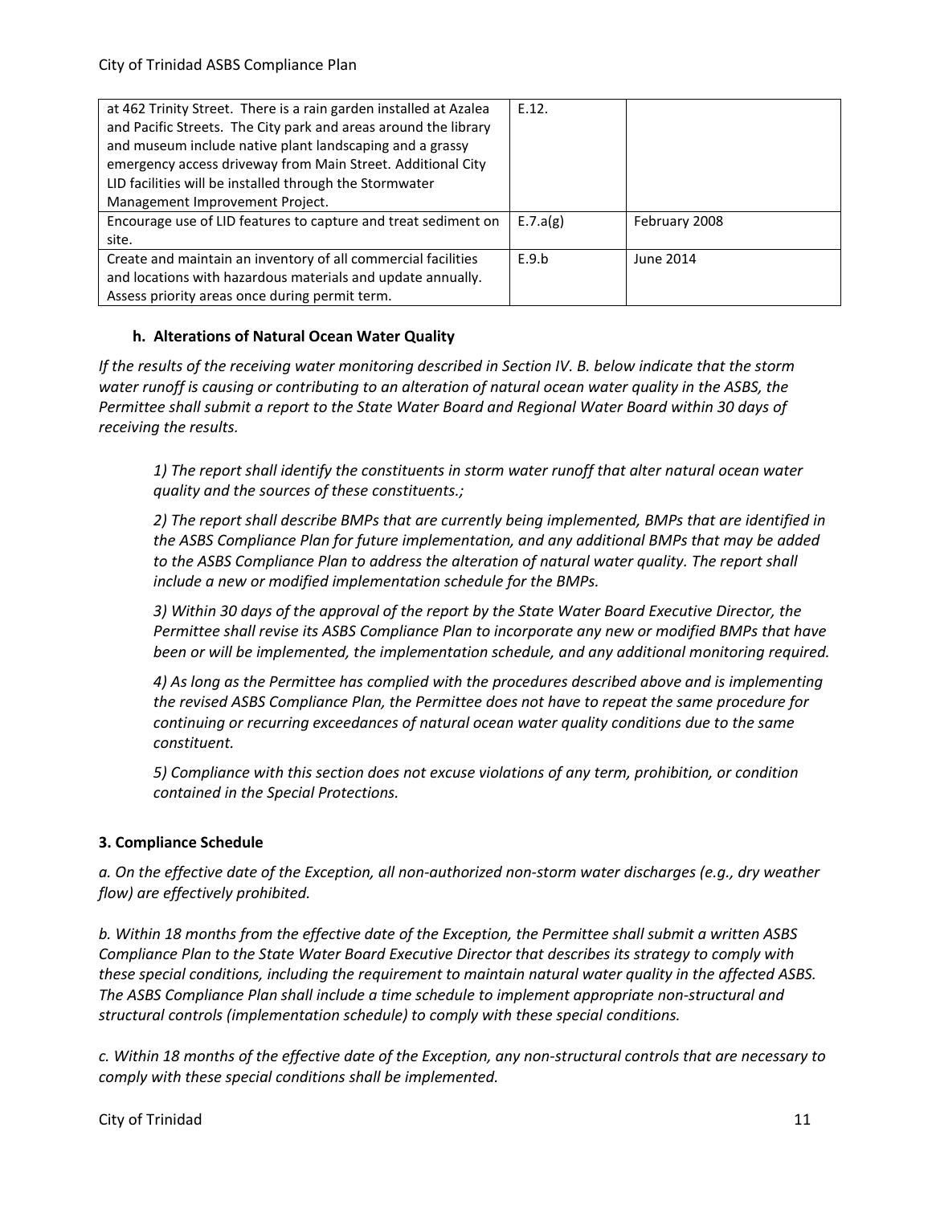| | | |
|---|---|---|
| at 462 Trinity Street. There is a rain garden installed at Azalea and Pacific Streets. The City park and areas around the library and museum include native plant landscaping and a grassy emergency access driveway from Main Street. Additional City LID facilities will be installed through the Stormwater Management Improvement Project. | E.12. | |
| Encourage use of LID features to capture and treat sediment on site. | E.7.a(g) | February 2008 |
| Create and maintain an inventory of all commercial facilities and locations with hazardous materials and update annually. Assess priority areas once during permit term. | E.9.b | June 2014 |

#### h. Alterations of Natural Ocean Water Quality

*If the results of the receiving water monitoring described in Section IV. B. below indicate that the storm water runoff is causing or contributing to an alteration of natural ocean water quality in the ASBS, the Permittee shall submit a report to the State Water Board and Regional Water Board within 30 days of receiving the results.*

*1) The report shall identify the constituents in storm water runoff that alter natural ocean water quality and the sources of these constituents.;*

*2) The report shall describe BMPs that are currently being implemented, BMPs that are identified in the ASBS Compliance Plan for future implementation, and any additional BMPs that may be added to the ASBS Compliance Plan to address the alteration of natural water quality. The report shall include a new or modified implementation schedule for the BMPs.*

*3) Within 30 days of the approval of the report by the State Water Board Executive Director, the Permittee shall revise its ASBS Compliance Plan to incorporate any new or modified BMPs that have been or will be implemented, the implementation schedule, and any additional monitoring required.*

*4) As long as the Permittee has complied with the procedures described above and is implementing the revised ASBS Compliance Plan, the Permittee does not have to repeat the same procedure for continuing or recurring exceedances of natural ocean water quality conditions due to the same constituent.*

*5) Compliance with this section does not excuse violations of any term, prohibition, or condition contained in the Special Protections.*

### 3. Compliance Schedule

*a. On the effective date of the Exception, all non-authorized non-storm water discharges (e.g., dry weather flow) are effectively prohibited.*

*b. Within 18 months from the effective date of the Exception, the Permittee shall submit a written ASBS Compliance Plan to the State Water Board Executive Director that describes its strategy to comply with these special conditions, including the requirement to maintain natural water quality in the affected ASBS. The ASBS Compliance Plan shall include a time schedule to implement appropriate non-structural and structural controls (implementation schedule) to comply with these special conditions.*

*c. Within 18 months of the effective date of the Exception, any non-structural controls that are necessary to comply with these special conditions shall be implemented.*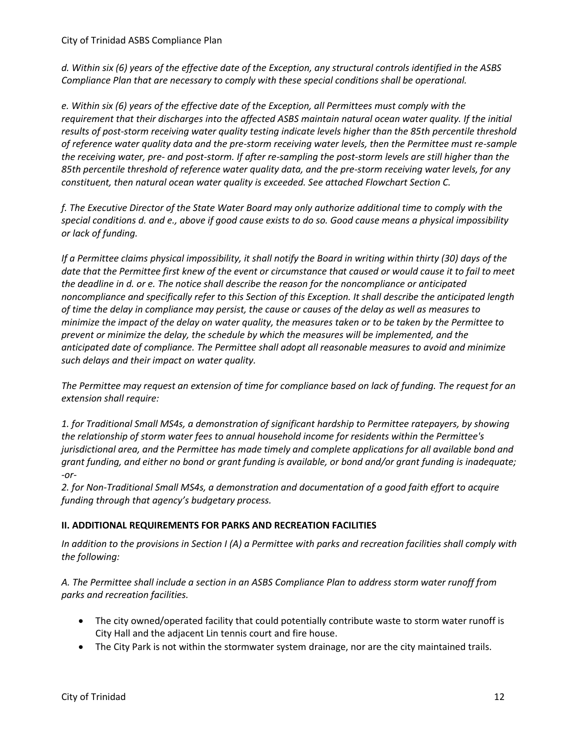*d. Within six (6) years of the effective date of the Exception, any structural controls identified in the ASBS Compliance Plan that are necessary to comply with these special conditions shall be operational.*

*e. Within six (6) years of the effective date of the Exception, all Permittees must comply with the requirement that their discharges into the affected ASBS maintain natural ocean water quality. If the initial results of post-storm receiving water quality testing indicate levels higher than the 85th percentile threshold of reference water quality data and the pre-storm receiving water levels, then the Permittee must re-sample the receiving water, pre- and post-storm. If after re-sampling the post-storm levels are still higher than the 85th percentile threshold of reference water quality data, and the pre-storm receiving water levels, for any constituent, then natural ocean water quality is exceeded. See attached Flowchart Section C.*

*f. The Executive Director of the State Water Board may only authorize additional time to comply with the special conditions d. and e., above if good cause exists to do so. Good cause means a physical impossibility or lack of funding.*

*If a Permittee claims physical impossibility, it shall notify the Board in writing within thirty (30) days of the date that the Permittee first knew of the event or circumstance that caused or would cause it to fail to meet the deadline in d. or e. The notice shall describe the reason for the noncompliance or anticipated noncompliance and specifically refer to this Section of this Exception. It shall describe the anticipated length of time the delay in compliance may persist, the cause or causes of the delay as well as measures to minimize the impact of the delay on water quality, the measures taken or to be taken by the Permittee to prevent or minimize the delay, the schedule by which the measures will be implemented, and the anticipated date of compliance. The Permittee shall adopt all reasonable measures to avoid and minimize such delays and their impact on water quality.*

*The Permittee may request an extension of time for compliance based on lack of funding. The request for an extension shall require:*

*1. for Traditional Small MS4s, a demonstration of significant hardship to Permittee ratepayers, by showing the relationship of storm water fees to annual household income for residents within the Permittee's jurisdictional area, and the Permittee has made timely and complete applications for all available bond and grant funding, and either no bond or grant funding is available, or bond and/or grant funding is inadequate; -or-*

*2. for Non-Traditional Small MS4s, a demonstration and documentation of a good faith effort to acquire funding through that agency's budgetary process.*

### II. ADDITIONAL REQUIREMENTS FOR PARKS AND RECREATION FACILITIES

*In addition to the provisions in Section I (A) a Permittee with parks and recreation facilities shall comply with the following:*

*A. The Permittee shall include a section in an ASBS Compliance Plan to address storm water runoff from parks and recreation facilities.*

- The city owned/operated facility that could potentially contribute waste to storm water runoff is City Hall and the adjacent Lin tennis court and fire house.
- The City Park is not within the stormwater system drainage, nor are the city maintained trails.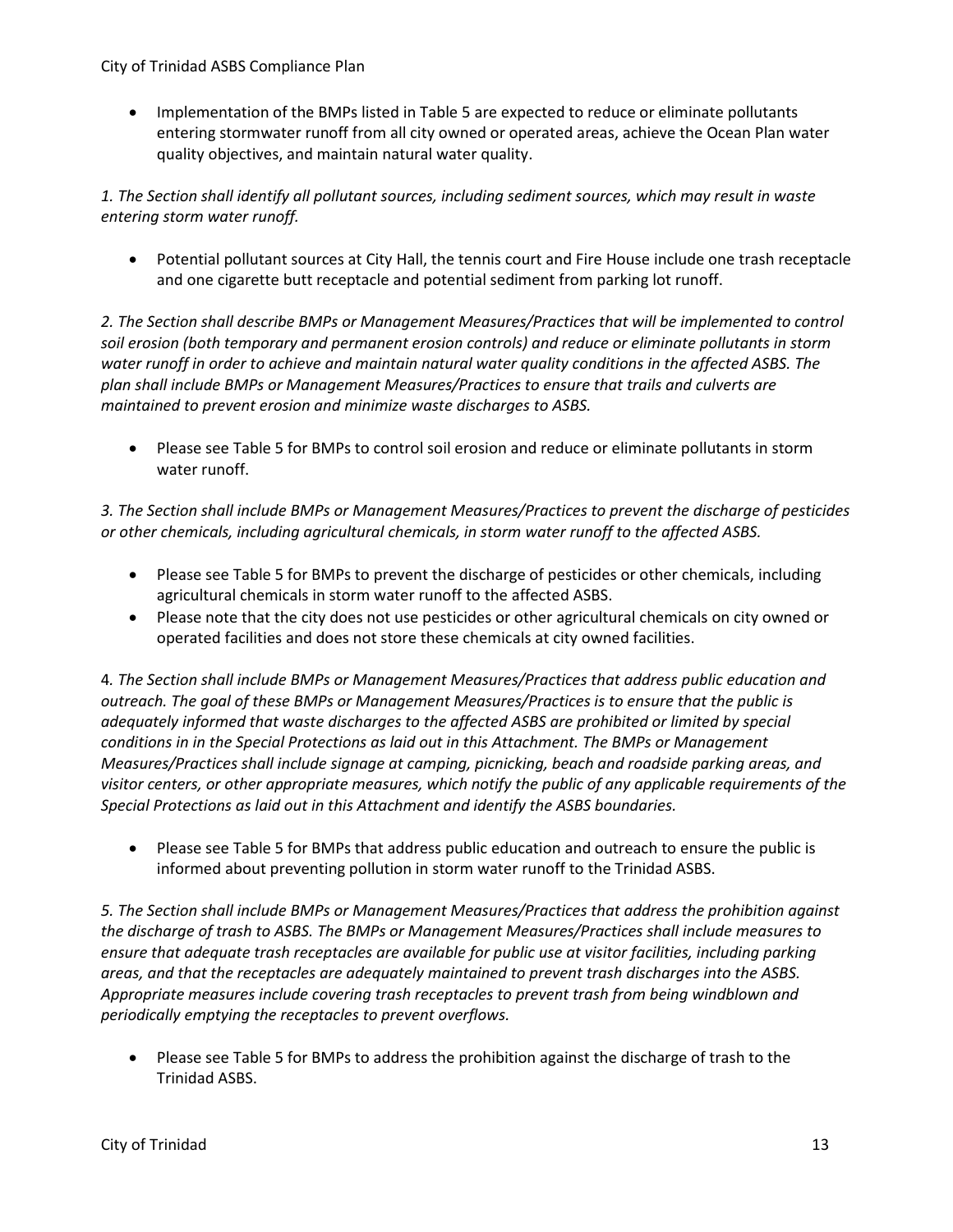- Implementation of the BMPs listed in Table 5 are expected to reduce or eliminate pollutants entering stormwater runoff from all city owned or operated areas, achieve the Ocean Plan water quality objectives, and maintain natural water quality.

*1. The Section shall identify all pollutant sources, including sediment sources, which may result in waste entering storm water runoff.*

- Potential pollutant sources at City Hall, the tennis court and Fire House include one trash receptacle and one cigarette butt receptacle and potential sediment from parking lot runoff.

*2. The Section shall describe BMPs or Management Measures/Practices that will be implemented to control soil erosion (both temporary and permanent erosion controls) and reduce or eliminate pollutants in storm water runoff in order to achieve and maintain natural water quality conditions in the affected ASBS. The plan shall include BMPs or Management Measures/Practices to ensure that trails and culverts are maintained to prevent erosion and minimize waste discharges to ASBS.*

- Please see Table 5 for BMPs to control soil erosion and reduce or eliminate pollutants in storm water runoff.

*3. The Section shall include BMPs or Management Measures/Practices to prevent the discharge of pesticides or other chemicals, including agricultural chemicals, in storm water runoff to the affected ASBS.*

- Please see Table 5 for BMPs to prevent the discharge of pesticides or other chemicals, including agricultural chemicals in storm water runoff to the affected ASBS.
- Please note that the city does not use pesticides or other agricultural chemicals on city owned or operated facilities and does not store these chemicals at city owned facilities.

4*. The Section shall include BMPs or Management Measures/Practices that address public education and outreach. The goal of these BMPs or Management Measures/Practices is to ensure that the public is adequately informed that waste discharges to the affected ASBS are prohibited or limited by special conditions in in the Special Protections as laid out in this Attachment. The BMPs or Management Measures/Practices shall include signage at camping, picnicking, beach and roadside parking areas, and visitor centers, or other appropriate measures, which notify the public of any applicable requirements of the Special Protections as laid out in this Attachment and identify the ASBS boundaries.*

- Please see Table 5 for BMPs that address public education and outreach to ensure the public is informed about preventing pollution in storm water runoff to the Trinidad ASBS.

*5. The Section shall include BMPs or Management Measures/Practices that address the prohibition against the discharge of trash to ASBS. The BMPs or Management Measures/Practices shall include measures to ensure that adequate trash receptacles are available for public use at visitor facilities, including parking areas, and that the receptacles are adequately maintained to prevent trash discharges into the ASBS. Appropriate measures include covering trash receptacles to prevent trash from being windblown and periodically emptying the receptacles to prevent overflows.*

- Please see Table 5 for BMPs to address the prohibition against the discharge of trash to the Trinidad ASBS.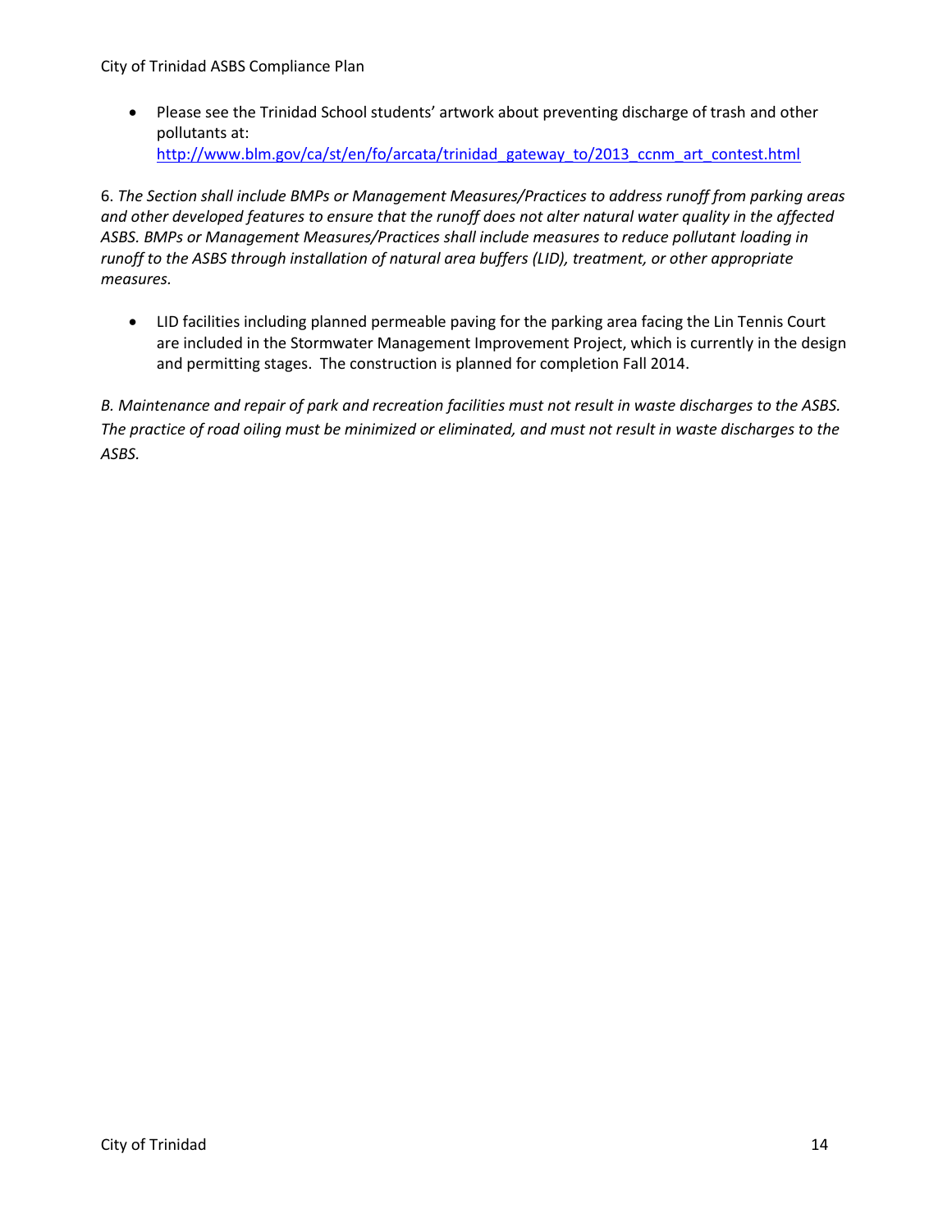- Please see the Trinidad School students' artwork about preventing discharge of trash and other pollutants at: http://www.blm.gov/ca/st/en/fo/arcata/trinidad_gateway_to/2013_ccnm_art_contest.html

6. *The Section shall include BMPs or Management Measures/Practices to address runoff from parking areas and other developed features to ensure that the runoff does not alter natural water quality in the affected ASBS. BMPs or Management Measures/Practices shall include measures to reduce pollutant loading in runoff to the ASBS through installation of natural area buffers (LID), treatment, or other appropriate measures.*

- LID facilities including planned permeable paving for the parking area facing the Lin Tennis Court are included in the Stormwater Management Improvement Project, which is currently in the design and permitting stages. The construction is planned for completion Fall 2014.

*B. Maintenance and repair of park and recreation facilities must not result in waste discharges to the ASBS. The practice of road oiling must be minimized or eliminated, and must not result in waste discharges to the ASBS.*